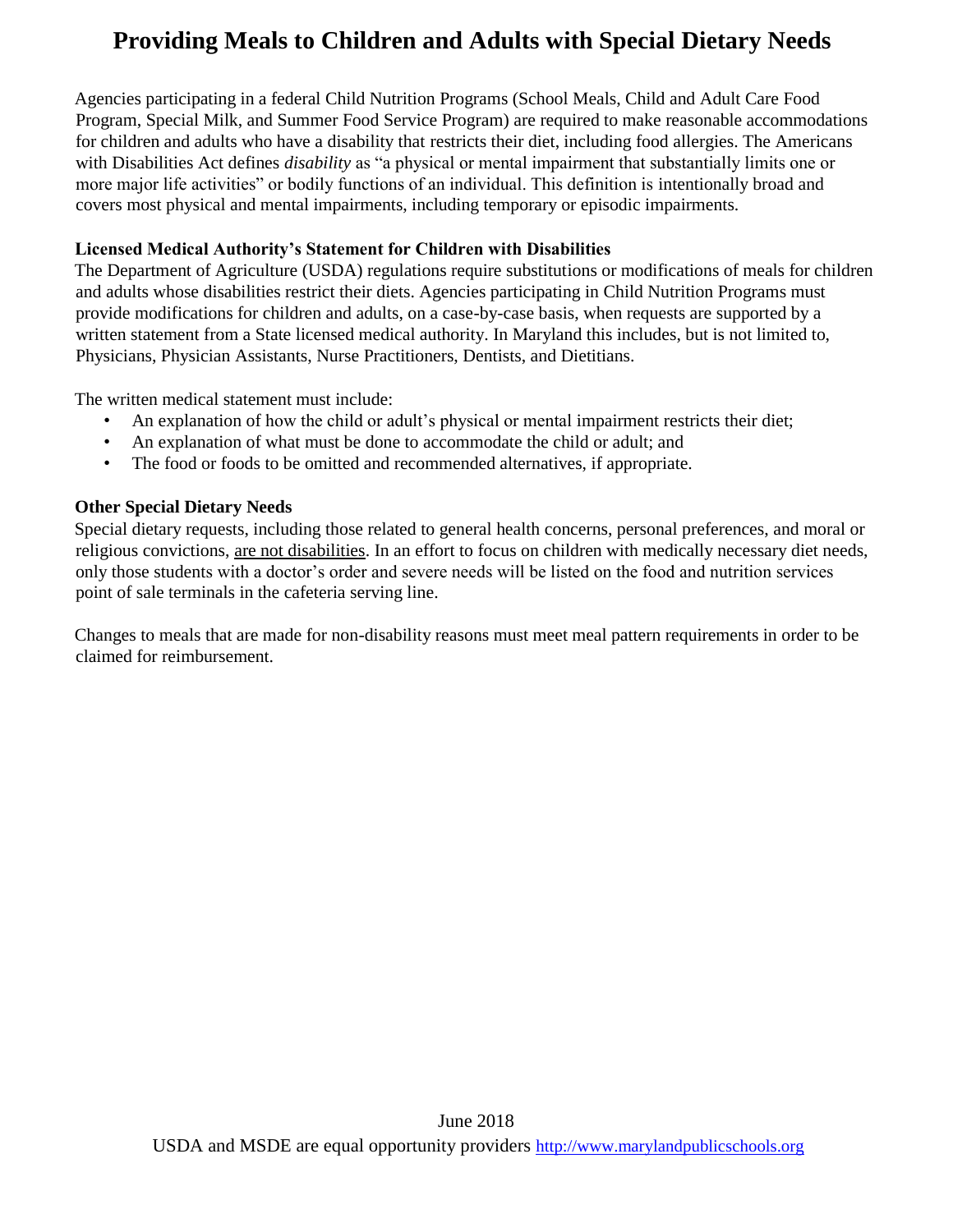# Providing Meals to Children and Adults with Special Dietary Needs

Agencies participating in a federal Child Nutrition Programs (School Meals, Child and Adult Care Food Program, Special Milk, and Summer Food Service Program) are required to make reasonable accommodations for children and adults who have a disability that restricts their diet, including food allergies. The Americans with Disabilities Act defines *disability* as "a physical or mental impairment that substantially limits one or more major life activities" or bodily functions of an individual. This definition is intentionally broad and covers most physical and mental impairments, including temporary or episodic impairments.

**Licensed Medical Authority's Statement for Children with Disabilities**

The Department of Agriculture (USDA) regulations require substitutions or modifications of meals for children and adults whose disabilities restrict their diets. Agencies participating in Child Nutrition Programs must provide modifications for children and adults, on a case-by-case basis, when requests are supported by a written statement from a State licensed medical authority. In Maryland this includes, but is not limited to, Physicians, Physician Assistants, Nurse Practitioners, Dentists, and Dietitians.

The written medical statement must include:

- An explanation of how the child or adult's physical or mental impairment restricts their diet;
- An explanation of what must be done to accommodate the child or adult; and
- The food or foods to be omitted and recommended alternatives, if appropriate.

**Other Special Dietary Needs**

Special dietary requests, including those related to general health concerns, personal preferences, and moral or religious convictions, <u>are not disabilities</u>. In an effort to focus on children with medically necessary diet needs, only those students with a doctor's order and severe needs will be listed on the food and nutrition services point of sale terminals in the cafeteria serving line.

Changes to meals that are made for non-disability reasons must meet meal pattern requirements in order to be claimed for reimbursement.

June 2018

USDA and MSDE are equal opportunity providers http://www.marylandpublicschools.org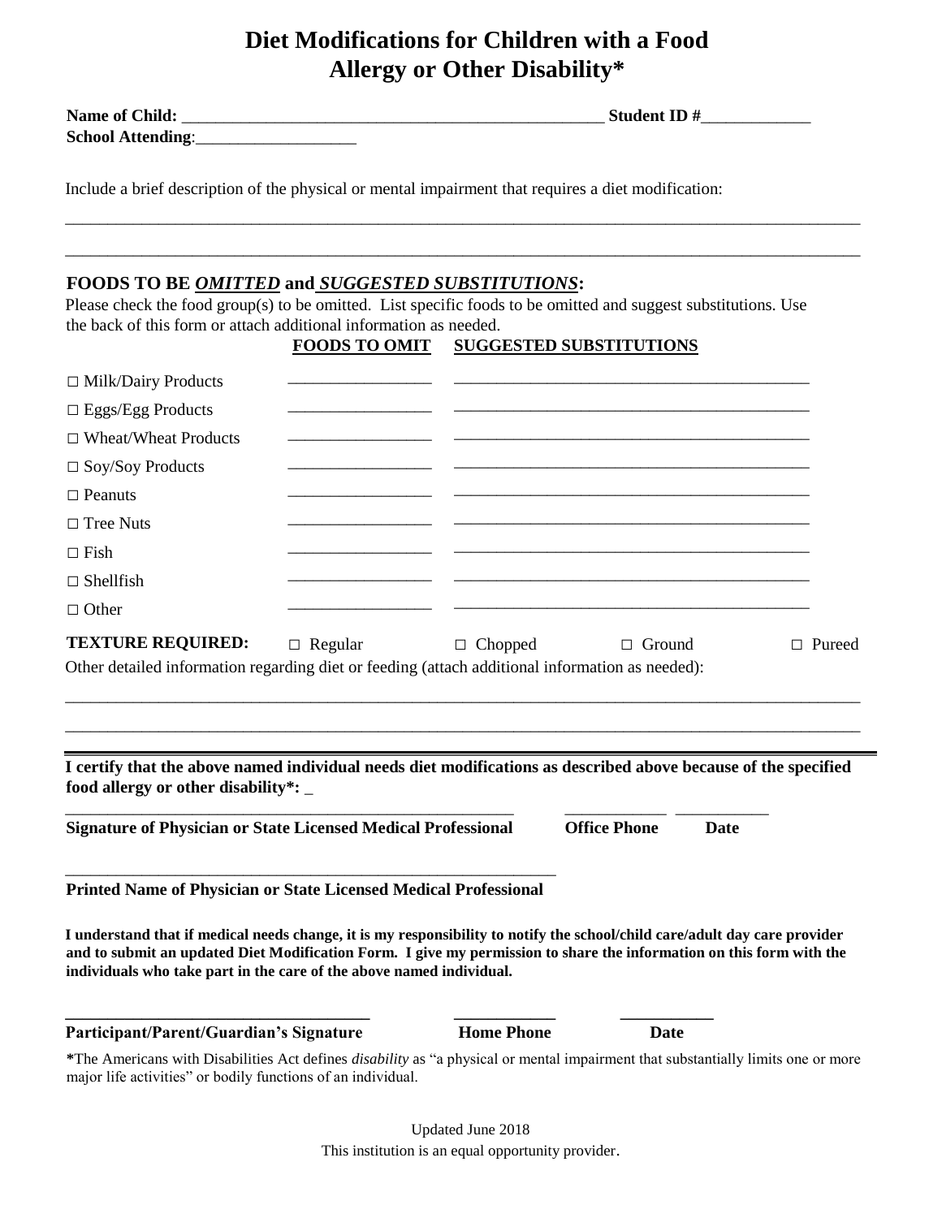# Diet Modifications for Children with a Food Allergy or Other Disability*

**Name of Child:** ___________________________________________________ **Student ID #**_____________

**School Attending**:___________________

Include a brief description of the physical or mental impairment that requires a diet modification:

_____________________________________________________________________________________________

_____________________________________________________________________________________________

### FOODS TO BE *OMITTED* and *SUGGESTED SUBSTITUTIONS*:

Please check the food group(s) to be omitted. List specific foods to be omitted and suggest substitutions. Use the back of this form or attach additional information as needed.

| | FOODS TO OMIT | SUGGESTED SUBSTITUTIONS |
|---|---|---|
| □ Milk/Dairy Products | _________________ | ___________________________________________ |
| □ Eggs/Egg Products | _________________ | ___________________________________________ |
| □ Wheat/Wheat Products | _________________ | ___________________________________________ |
| □ Soy/Soy Products | _________________ | ___________________________________________ |
| □ Peanuts | _________________ | ___________________________________________ |
| □ Tree Nuts | _________________ | ___________________________________________ |
| □ Fish | _________________ | ___________________________________________ |
| □ Shellfish | _________________ | ___________________________________________ |
| □ Other | _________________ | ___________________________________________ |

**TEXTURE REQUIRED:** □ Regular □ Chopped □ Ground □ Pureed

Other detailed information regarding diet or feeding (attach additional information as needed):

_____________________________________________________________________________________________

_____________________________________________________________________________________________

**I certify that the above named individual needs diet modifications as described above because of the specified food allergy or other disability*:** _

_______________________________________________________ ____________ ___________

**Signature of Physician or State Licensed Medical Professional** **Office Phone** **Date**

____________________________________________________________

**Printed Name of Physician or State Licensed Medical Professional**

**I understand that if medical needs change, it is my responsibility to notify the school/child care/adult day care provider and to submit an updated Diet Modification Form. I give my permission to share the information on this form with the individuals who take part in the care of the above named individual.**

_____________________________________ ____________ ___________

**Participant/Parent/Guardian's Signature** **Home Phone** **Date**

***The Americans with Disabilities Act defines *disability* as "a physical or mental impairment that substantially limits one or more major life activities" or bodily functions of an individual.

Updated June 2018

This institution is an equal opportunity provider.